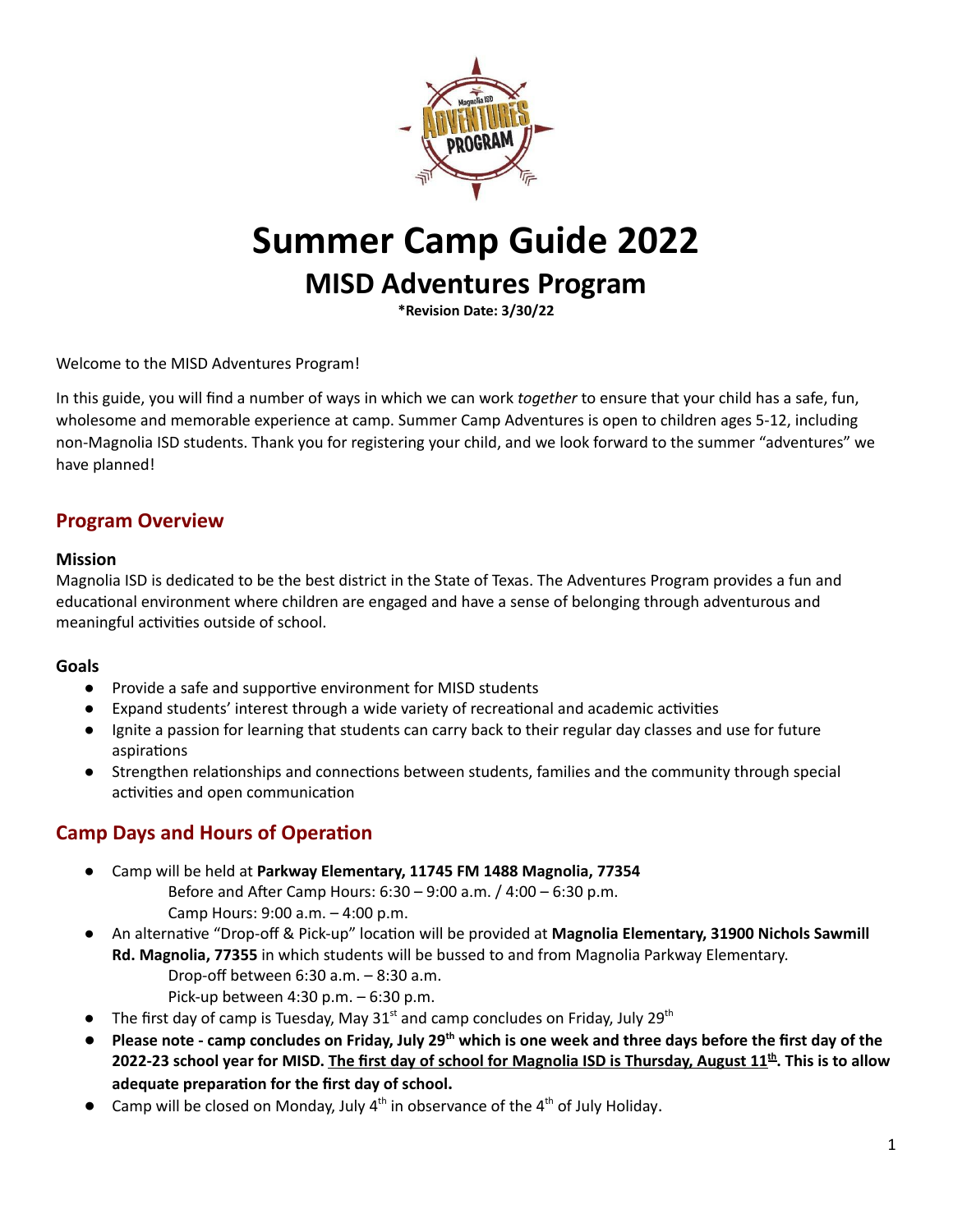# Summer Camp Guide 2022

## MISD Adventures Program

**\*Revision Date: 3/30/22**

Welcome to the MISD Adventures Program!

In this guide, you will find a number of ways in which we can work *together* to ensure that your child has a safe, fun, wholesome and memorable experience at camp. Summer Camp Adventures is open to children ages 5-12, including non-Magnolia ISD students. Thank you for registering your child, and we look forward to the summer "adventures" we have planned!

## Program Overview

### Mission

Magnolia ISD is dedicated to be the best district in the State of Texas. The Adventures Program provides a fun and educational environment where children are engaged and have a sense of belonging through adventurous and meaningful activities outside of school.

### Goals

- Provide a safe and supportive environment for MISD students
- Expand students' interest through a wide variety of recreational and academic activities
- Ignite a passion for learning that students can carry back to their regular day classes and use for future aspirations
- Strengthen relationships and connections between students, families and the community through special activities and open communication

## Camp Days and Hours of Operation

- Camp will be held at **Parkway Elementary, 11745 FM 1488 Magnolia, 77354**
  - Before and After Camp Hours: 6:30 – 9:00 a.m. / 4:00 – 6:30 p.m.
  - Camp Hours: 9:00 a.m. – 4:00 p.m.
- An alternative "Drop-off & Pick-up" location will be provided at **Magnolia Elementary, 31900 Nichols Sawmill Rd. Magnolia, 77355** in which students will be bussed to and from Magnolia Parkway Elementary.
  - Drop-off between 6:30 a.m. – 8:30 a.m.
  - Pick-up between 4:30 p.m. – 6:30 p.m.
- The first day of camp is Tuesday, May 31st and camp concludes on Friday, July 29th
- **Please note - camp concludes on Friday, July 29th which is one week and three days before the first day of the 2022-23 school year for MISD. <u>The first day of school for Magnolia ISD is Thursday, August 11th</u>. This is to allow adequate preparation for the first day of school.**
- Camp will be closed on Monday, July 4th in observance of the 4th of July Holiday.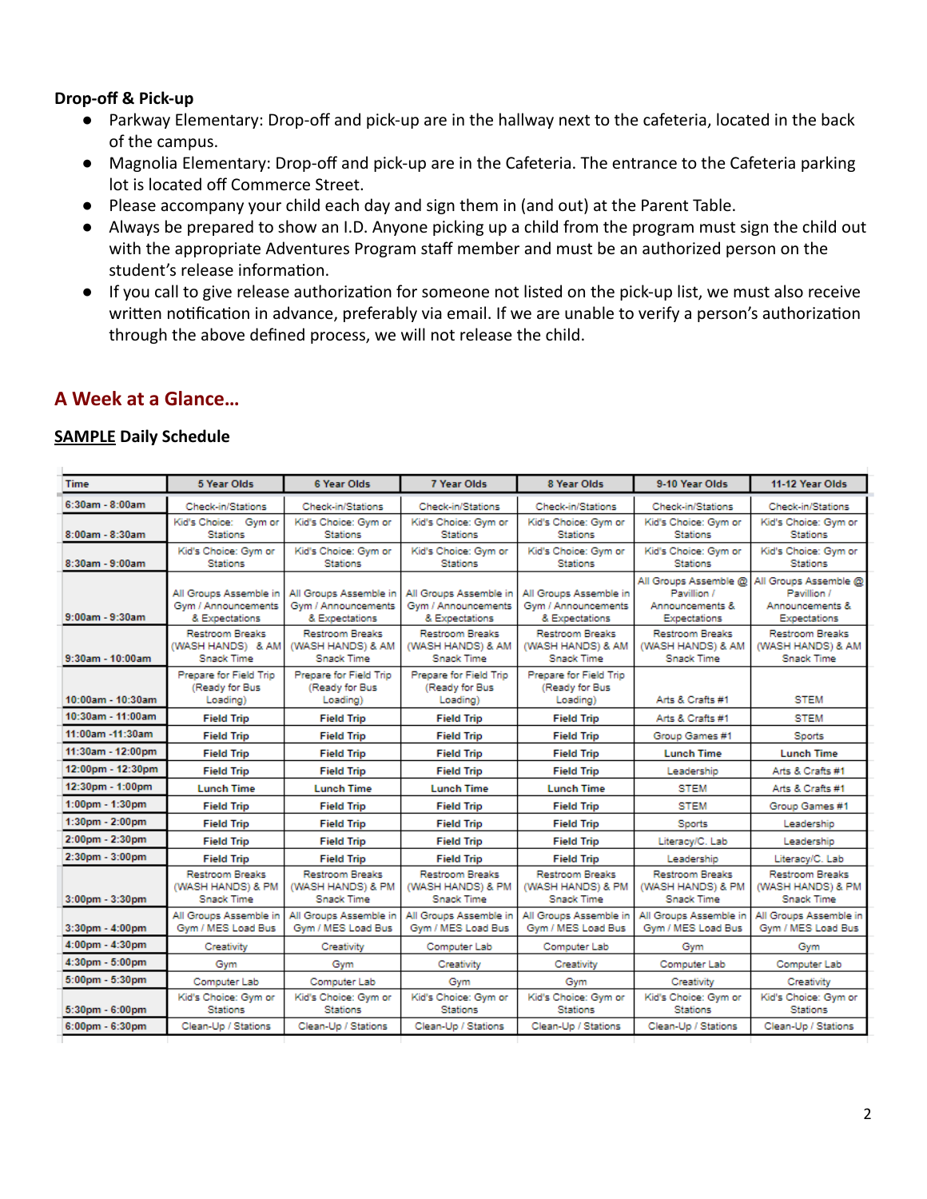**Drop-off & Pick-up**

- Parkway Elementary: Drop-off and pick-up are in the hallway next to the cafeteria, located in the back of the campus.
- Magnolia Elementary: Drop-off and pick-up are in the Cafeteria. The entrance to the Cafeteria parking lot is located off Commerce Street.
- Please accompany your child each day and sign them in (and out) at the Parent Table.
- Always be prepared to show an I.D. Anyone picking up a child from the program must sign the child out with the appropriate Adventures Program staff member and must be an authorized person on the student's release information.
- If you call to give release authorization for someone not listed on the pick-up list, we must also receive written notification in advance, preferably via email. If we are unable to verify a person's authorization through the above defined process, we will not release the child.

## A Week at a Glance…

### SAMPLE Daily Schedule

| Time | 5 Year Olds | 6 Year Olds | 7 Year Olds | 8 Year Olds | 9-10 Year Olds | 11-12 Year Olds |
|---|---|---|---|---|---|---|
| 6:30am - 8:00am | Check-in/Stations | Check-in/Stations | Check-in/Stations | Check-in/Stations | Check-in/Stations | Check-in/Stations |
| 8:00am - 8:30am | Kid's Choice: Gym or Stations | Kid's Choice: Gym or Stations | Kid's Choice: Gym or Stations | Kid's Choice: Gym or Stations | Kid's Choice: Gym or Stations | Kid's Choice: Gym or Stations |
| 8:30am - 9:00am | Kid's Choice: Gym or Stations | Kid's Choice: Gym or Stations | Kid's Choice: Gym or Stations | Kid's Choice: Gym or Stations | Kid's Choice: Gym or Stations | Kid's Choice: Gym or Stations |
| 9:00am - 9:30am | All Groups Assemble in Gym / Announcements & Expectations | All Groups Assemble in Gym / Announcements & Expectations | All Groups Assemble in Gym / Announcements & Expectations | All Groups Assemble in Gym / Announcements & Expectations | All Groups Assemble @ Pavillion / Announcements & Expectations | All Groups Assemble @ Pavillion / Announcements & Expectations |
| 9:30am - 10:00am | Restroom Breaks (WASH HANDS) & AM Snack Time | Restroom Breaks (WASH HANDS) & AM Snack Time | Restroom Breaks (WASH HANDS) & AM Snack Time | Restroom Breaks (WASH HANDS) & AM Snack Time | Restroom Breaks (WASH HANDS) & AM Snack Time | Restroom Breaks (WASH HANDS) & AM Snack Time |
| 10:00am - 10:30am | Prepare for Field Trip (Ready for Bus Loading) | Prepare for Field Trip (Ready for Bus Loading) | Prepare for Field Trip (Ready for Bus Loading) | Prepare for Field Trip (Ready for Bus Loading) | Arts & Crafts #1 | STEM |
| 10:30am - 11:00am | **Field Trip** | **Field Trip** | **Field Trip** | **Field Trip** | Arts & Crafts #1 | STEM |
| 11:00am -11:30am | **Field Trip** | **Field Trip** | **Field Trip** | **Field Trip** | Group Games #1 | Sports |
| 11:30am - 12:00pm | **Field Trip** | **Field Trip** | **Field Trip** | **Field Trip** | **Lunch Time** | **Lunch Time** |
| 12:00pm - 12:30pm | **Field Trip** | **Field Trip** | **Field Trip** | **Field Trip** | Leadership | Arts & Crafts #1 |
| 12:30pm - 1:00pm | **Lunch Time** | **Lunch Time** | **Lunch Time** | **Lunch Time** | STEM | Arts & Crafts #1 |
| 1:00pm - 1:30pm | **Field Trip** | **Field Trip** | **Field Trip** | **Field Trip** | STEM | Group Games #1 |
| 1:30pm - 2:00pm | **Field Trip** | **Field Trip** | **Field Trip** | **Field Trip** | Sports | Leadership |
| 2:00pm - 2:30pm | **Field Trip** | **Field Trip** | **Field Trip** | **Field Trip** | Literacy/C. Lab | Leadership |
| 2:30pm - 3:00pm | **Field Trip** | **Field Trip** | **Field Trip** | **Field Trip** | Leadership | Literacy/C. Lab |
| 3:00pm - 3:30pm | Restroom Breaks (WASH HANDS) & PM Snack Time | Restroom Breaks (WASH HANDS) & PM Snack Time | Restroom Breaks (WASH HANDS) & PM Snack Time | Restroom Breaks (WASH HANDS) & PM Snack Time | Restroom Breaks (WASH HANDS) & PM Snack Time | Restroom Breaks (WASH HANDS) & PM Snack Time |
| 3:30pm - 4:00pm | All Groups Assemble in Gym / MES Load Bus | All Groups Assemble in Gym / MES Load Bus | All Groups Assemble in Gym / MES Load Bus | All Groups Assemble in Gym / MES Load Bus | All Groups Assemble in Gym / MES Load Bus | All Groups Assemble in Gym / MES Load Bus |
| 4:00pm - 4:30pm | Creativity | Creativity | Computer Lab | Computer Lab | Gym | Gym |
| 4:30pm - 5:00pm | Gym | Gym | Creativity | Creativity | Computer Lab | Computer Lab |
| 5:00pm - 5:30pm | Computer Lab | Computer Lab | Gym | Gym | Creativity | Creativity |
| 5:30pm - 6:00pm | Kid's Choice: Gym or Stations | Kid's Choice: Gym or Stations | Kid's Choice: Gym or Stations | Kid's Choice: Gym or Stations | Kid's Choice: Gym or Stations | Kid's Choice: Gym or Stations |
| 6:00pm - 6:30pm | Clean-Up / Stations | Clean-Up / Stations | Clean-Up / Stations | Clean-Up / Stations | Clean-Up / Stations | Clean-Up / Stations |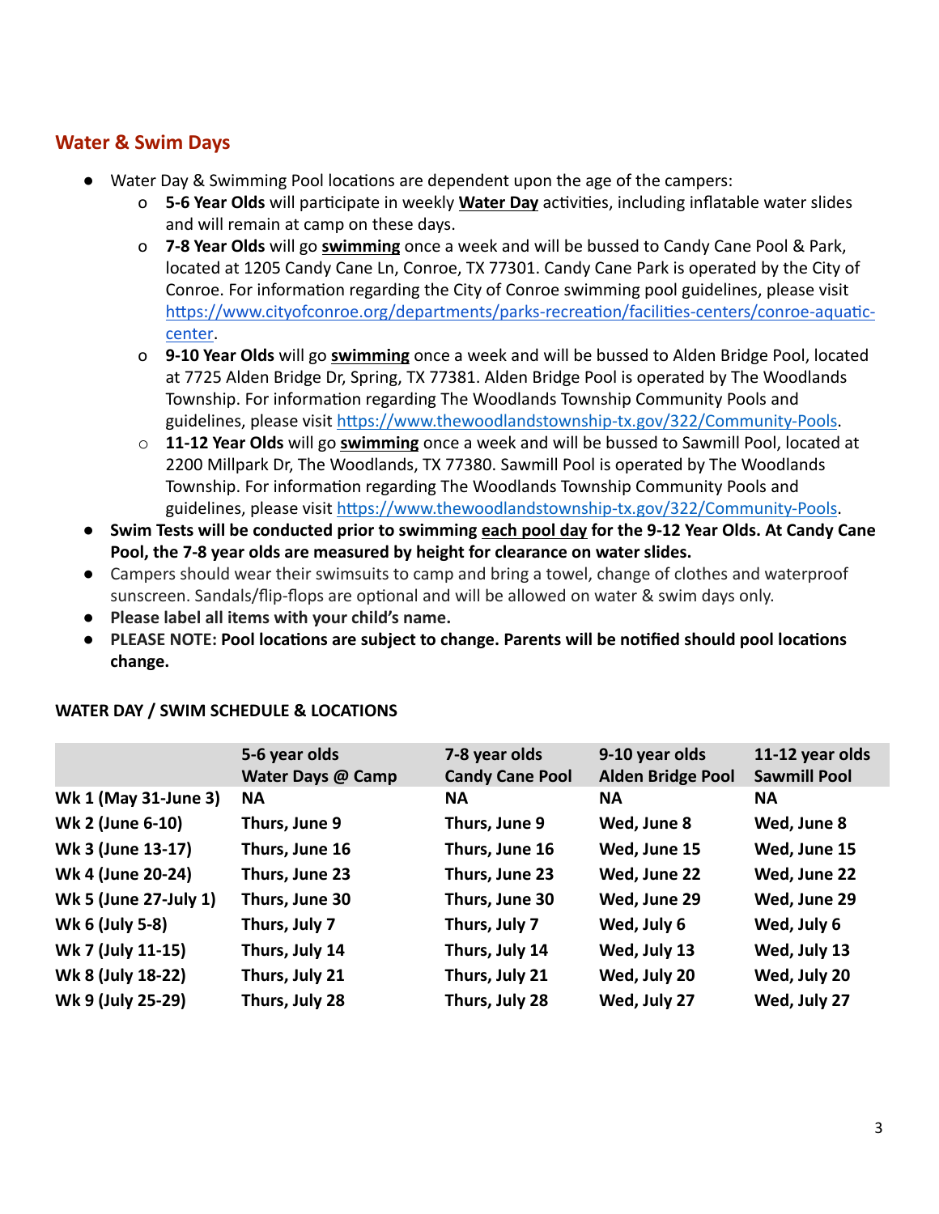## Water & Swim Days

- Water Day & Swimming Pool locations are dependent upon the age of the campers:
  - **5-6 Year Olds** will participate in weekly **Water Day** activities, including inflatable water slides and will remain at camp on these days.
  - **7-8 Year Olds** will go **swimming** once a week and will be bussed to Candy Cane Pool & Park, located at 1205 Candy Cane Ln, Conroe, TX 77301. Candy Cane Park is operated by the City of Conroe. For information regarding the City of Conroe swimming pool guidelines, please visit [https://www.cityofconroe.org/departments/parks-recreation/facilities-centers/conroe-aquatic-center](https://www.cityofconroe.org/departments/parks-recreation/facilities-centers/conroe-aquatic-center).
  - **9-10 Year Olds** will go **swimming** once a week and will be bussed to Alden Bridge Pool, located at 7725 Alden Bridge Dr, Spring, TX 77381. Alden Bridge Pool is operated by The Woodlands Township. For information regarding The Woodlands Township Community Pools and guidelines, please visit [https://www.thewoodlandstownship-tx.gov/322/Community-Pools](https://www.thewoodlandstownship-tx.gov/322/Community-Pools).
  - **11-12 Year Olds** will go **swimming** once a week and will be bussed to Sawmill Pool, located at 2200 Millpark Dr, The Woodlands, TX 77380. Sawmill Pool is operated by The Woodlands Township. For information regarding The Woodlands Township Community Pools and guidelines, please visit [https://www.thewoodlandstownship-tx.gov/322/Community-Pools](https://www.thewoodlandstownship-tx.gov/322/Community-Pools).
- **Swim Tests will be conducted prior to swimming each pool day for the 9-12 Year Olds. At Candy Cane Pool, the 7-8 year olds are measured by height for clearance on water slides.**
- Campers should wear their swimsuits to camp and bring a towel, change of clothes and waterproof sunscreen. Sandals/flip-flops are optional and will be allowed on water & swim days only.
- **Please label all items with your child's name.**
- **PLEASE NOTE: Pool locations are subject to change. Parents will be notified should pool locations change.**

**WATER DAY / SWIM SCHEDULE & LOCATIONS**

| | 5-6 year olds Water Days @ Camp | 7-8 year olds Candy Cane Pool | 9-10 year olds Alden Bridge Pool | 11-12 year olds Sawmill Pool |
|---|---|---|---|---|
| Wk 1 (May 31-June 3) | NA | NA | NA | NA |
| Wk 2 (June 6-10) | Thurs, June 9 | Thurs, June 9 | Wed, June 8 | Wed, June 8 |
| Wk 3 (June 13-17) | Thurs, June 16 | Thurs, June 16 | Wed, June 15 | Wed, June 15 |
| Wk 4 (June 20-24) | Thurs, June 23 | Thurs, June 23 | Wed, June 22 | Wed, June 22 |
| Wk 5 (June 27-July 1) | Thurs, June 30 | Thurs, June 30 | Wed, June 29 | Wed, June 29 |
| Wk 6 (July 5-8) | Thurs, July 7 | Thurs, July 7 | Wed, July 6 | Wed, July 6 |
| Wk 7 (July 11-15) | Thurs, July 14 | Thurs, July 14 | Wed, July 13 | Wed, July 13 |
| Wk 8 (July 18-22) | Thurs, July 21 | Thurs, July 21 | Wed, July 20 | Wed, July 20 |
| Wk 9 (July 25-29) | Thurs, July 28 | Thurs, July 28 | Wed, July 27 | Wed, July 27 |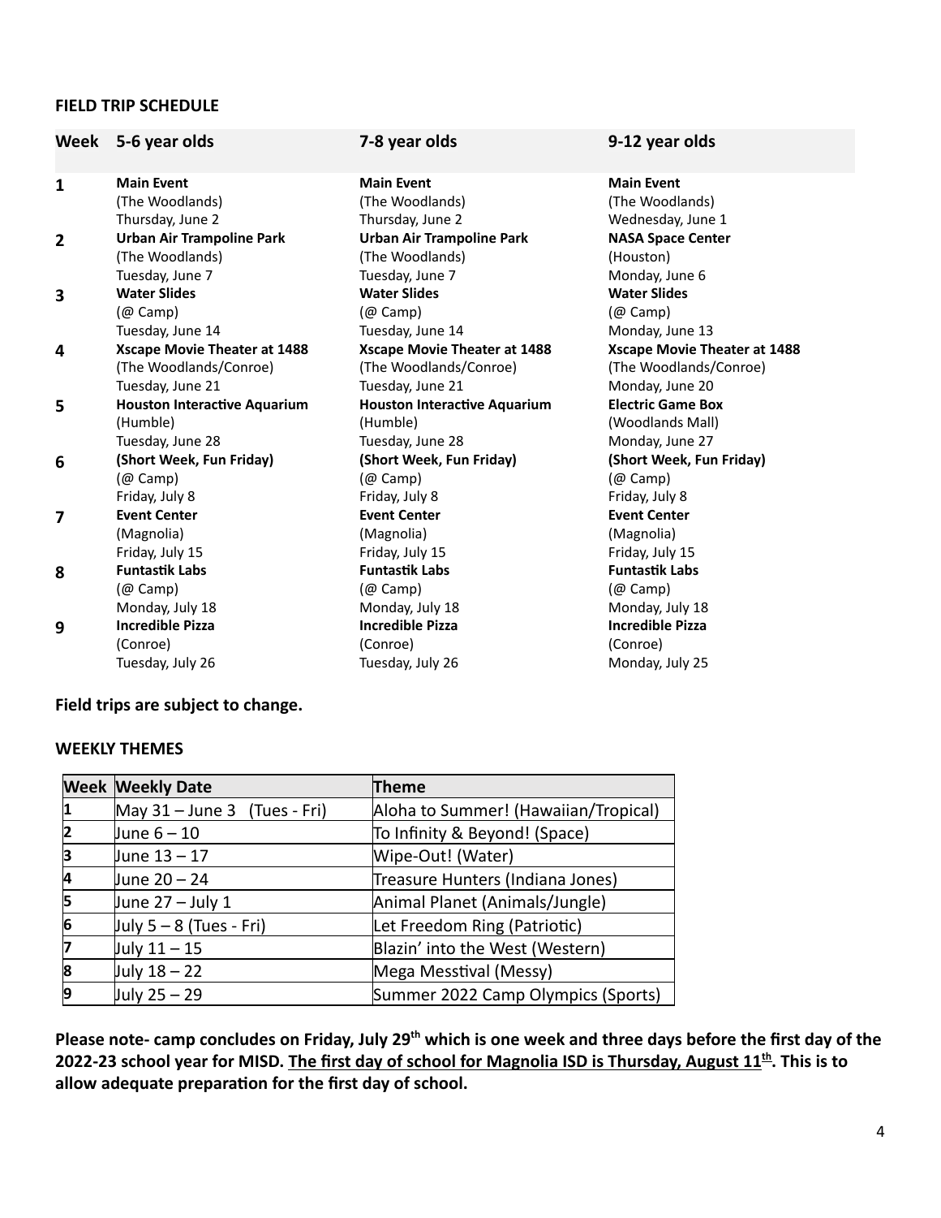**FIELD TRIP SCHEDULE**

| Week | 5-6 year olds | 7-8 year olds | 9-12 year olds |
|---|---|---|---|
| 1 | **Main Event** (The Woodlands) Thursday, June 2 | **Main Event** (The Woodlands) Thursday, June 2 | **Main Event** (The Woodlands) Wednesday, June 1 |
| 2 | **Urban Air Trampoline Park** (The Woodlands) Tuesday, June 7 | **Urban Air Trampoline Park** (The Woodlands) Tuesday, June 7 | **NASA Space Center** (Houston) Monday, June 6 |
| 3 | **Water Slides** (@ Camp) Tuesday, June 14 | **Water Slides** (@ Camp) Tuesday, June 14 | **Water Slides** (@ Camp) Monday, June 13 |
| 4 | **Xscape Movie Theater at 1488** (The Woodlands/Conroe) Tuesday, June 21 | **Xscape Movie Theater at 1488** (The Woodlands/Conroe) Tuesday, June 21 | **Xscape Movie Theater at 1488** (The Woodlands/Conroe) Monday, June 20 |
| 5 | **Houston Interactive Aquarium** (Humble) Tuesday, June 28 | **Houston Interactive Aquarium** (Humble) Tuesday, June 28 | **Electric Game Box** (Woodlands Mall) Monday, June 27 |
| 6 | **(Short Week, Fun Friday)** (@ Camp) Friday, July 8 | **(Short Week, Fun Friday)** (@ Camp) Friday, July 8 | **(Short Week, Fun Friday)** (@ Camp) Friday, July 8 |
| 7 | **Event Center** (Magnolia) Friday, July 15 | **Event Center** (Magnolia) Friday, July 15 | **Event Center** (Magnolia) Friday, July 15 |
| 8 | **Funtastik Labs** (@ Camp) Monday, July 18 | **Funtastik Labs** (@ Camp) Monday, July 18 | **Funtastik Labs** (@ Camp) Monday, July 18 |
| 9 | **Incredible Pizza** (Conroe) Tuesday, July 26 | **Incredible Pizza** (Conroe) Tuesday, July 26 | **Incredible Pizza** (Conroe) Monday, July 25 |

**Field trips are subject to change.**

**WEEKLY THEMES**

| Week | Weekly Date | Theme |
|---|---|---|
| 1 | May 31 – June 3 (Tues - Fri) | Aloha to Summer! (Hawaiian/Tropical) |
| 2 | June 6 – 10 | To Infinity & Beyond! (Space) |
| 3 | June 13 – 17 | Wipe-Out! (Water) |
| 4 | June 20 – 24 | Treasure Hunters (Indiana Jones) |
| 5 | June 27 – July 1 | Animal Planet (Animals/Jungle) |
| 6 | July 5 – 8 (Tues - Fri) | Let Freedom Ring (Patriotic) |
| 7 | July 11 – 15 | Blazin' into the West (Western) |
| 8 | July 18 – 22 | Mega Messtival (Messy) |
| 9 | July 25 – 29 | Summer 2022 Camp Olympics (Sports) |

**Please note- camp concludes on Friday, July 29th which is one week and three days before the first day of the 2022-23 school year for MISD. <u>The first day of school for Magnolia ISD is Thursday, August 11th</u>. This is to allow adequate preparation for the first day of school.**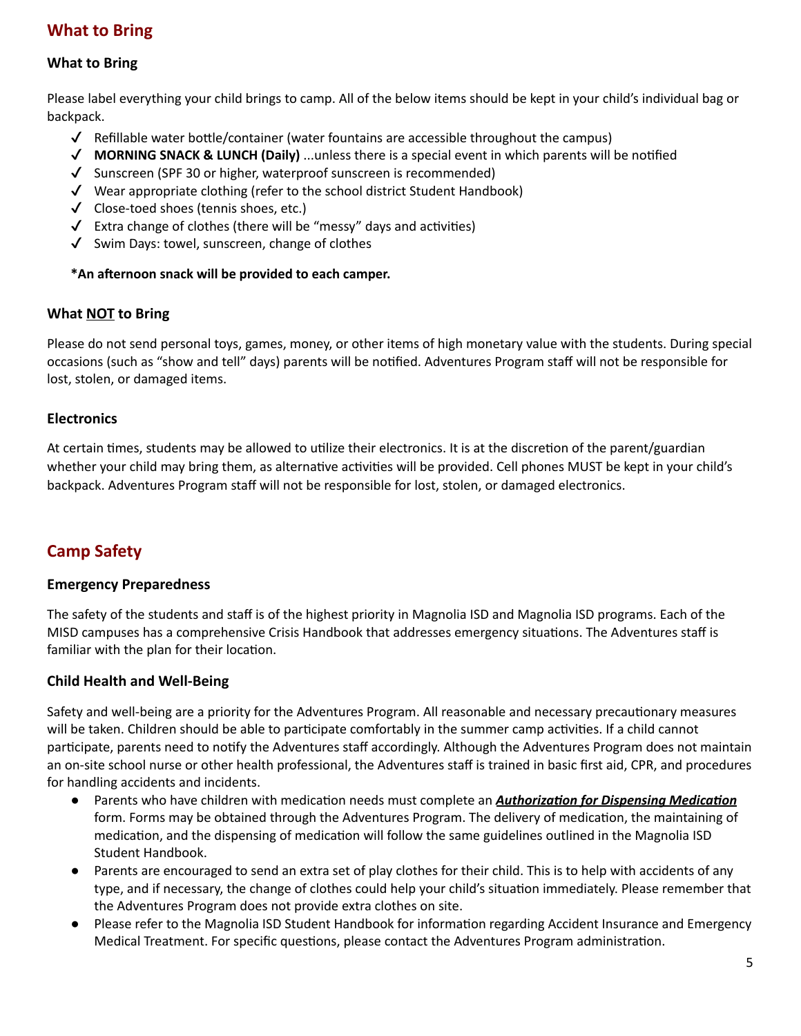## What to Bring

### What to Bring

Please label everything your child brings to camp. All of the below items should be kept in your child's individual bag or backpack.

- ✓ Refillable water bottle/container (water fountains are accessible throughout the campus)
- ✓ **MORNING SNACK & LUNCH (Daily)** ...unless there is a special event in which parents will be notified
- ✓ Sunscreen (SPF 30 or higher, waterproof sunscreen is recommended)
- ✓ Wear appropriate clothing (refer to the school district Student Handbook)
- ✓ Close-toed shoes (tennis shoes, etc.)
- ✓ Extra change of clothes (there will be "messy" days and activities)
- ✓ Swim Days: towel, sunscreen, change of clothes

**\*An afternoon snack will be provided to each camper.**

### What <u>NOT</u> to Bring

Please do not send personal toys, games, money, or other items of high monetary value with the students. During special occasions (such as "show and tell" days) parents will be notified. Adventures Program staff will not be responsible for lost, stolen, or damaged items.

### Electronics

At certain times, students may be allowed to utilize their electronics. It is at the discretion of the parent/guardian whether your child may bring them, as alternative activities will be provided. Cell phones MUST be kept in your child's backpack. Adventures Program staff will not be responsible for lost, stolen, or damaged electronics.

## Camp Safety

### Emergency Preparedness

The safety of the students and staff is of the highest priority in Magnolia ISD and Magnolia ISD programs. Each of the MISD campuses has a comprehensive Crisis Handbook that addresses emergency situations. The Adventures staff is familiar with the plan for their location.

### Child Health and Well-Being

Safety and well-being are a priority for the Adventures Program. All reasonable and necessary precautionary measures will be taken. Children should be able to participate comfortably in the summer camp activities. If a child cannot participate, parents need to notify the Adventures staff accordingly. Although the Adventures Program does not maintain an on-site school nurse or other health professional, the Adventures staff is trained in basic first aid, CPR, and procedures for handling accidents and incidents.

- Parents who have children with medication needs must complete an ***<u>Authorization for Dispensing Medication</u>*** form. Forms may be obtained through the Adventures Program. The delivery of medication, the maintaining of medication, and the dispensing of medication will follow the same guidelines outlined in the Magnolia ISD Student Handbook.
- Parents are encouraged to send an extra set of play clothes for their child. This is to help with accidents of any type, and if necessary, the change of clothes could help your child's situation immediately. Please remember that the Adventures Program does not provide extra clothes on site.
- Please refer to the Magnolia ISD Student Handbook for information regarding Accident Insurance and Emergency Medical Treatment. For specific questions, please contact the Adventures Program administration.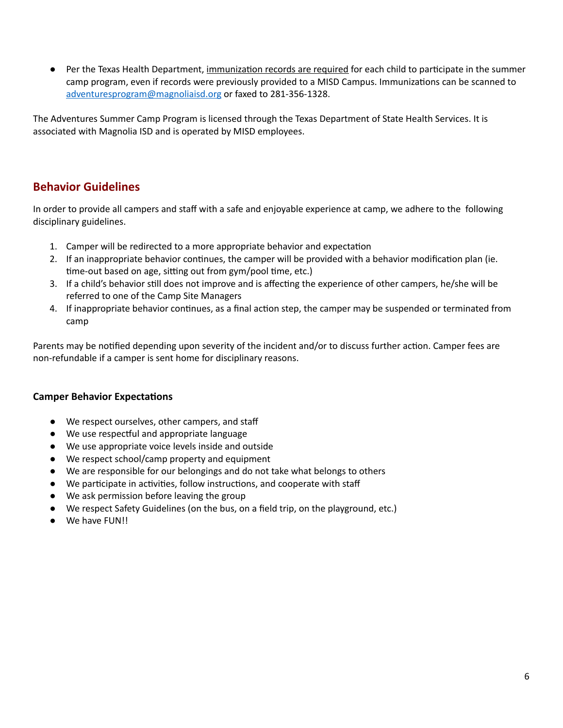- Per the Texas Health Department, <u>immunization records are required</u> for each child to participate in the summer camp program, even if records were previously provided to a MISD Campus. Immunizations can be scanned to adventuresprogram@magnoliaisd.org or faxed to 281-356-1328.

The Adventures Summer Camp Program is licensed through the Texas Department of State Health Services. It is associated with Magnolia ISD and is operated by MISD employees.

## Behavior Guidelines

In order to provide all campers and staff with a safe and enjoyable experience at camp, we adhere to the following disciplinary guidelines.

1. Camper will be redirected to a more appropriate behavior and expectation
2. If an inappropriate behavior continues, the camper will be provided with a behavior modification plan (ie. time-out based on age, sitting out from gym/pool time, etc.)
3. If a child's behavior still does not improve and is affecting the experience of other campers, he/she will be referred to one of the Camp Site Managers
4. If inappropriate behavior continues, as a final action step, the camper may be suspended or terminated from camp

Parents may be notified depending upon severity of the incident and/or to discuss further action. Camper fees are non-refundable if a camper is sent home for disciplinary reasons.

### Camper Behavior Expectations

- We respect ourselves, other campers, and staff
- We use respectful and appropriate language
- We use appropriate voice levels inside and outside
- We respect school/camp property and equipment
- We are responsible for our belongings and do not take what belongs to others
- We participate in activities, follow instructions, and cooperate with staff
- We ask permission before leaving the group
- We respect Safety Guidelines (on the bus, on a field trip, on the playground, etc.)
- We have FUN!!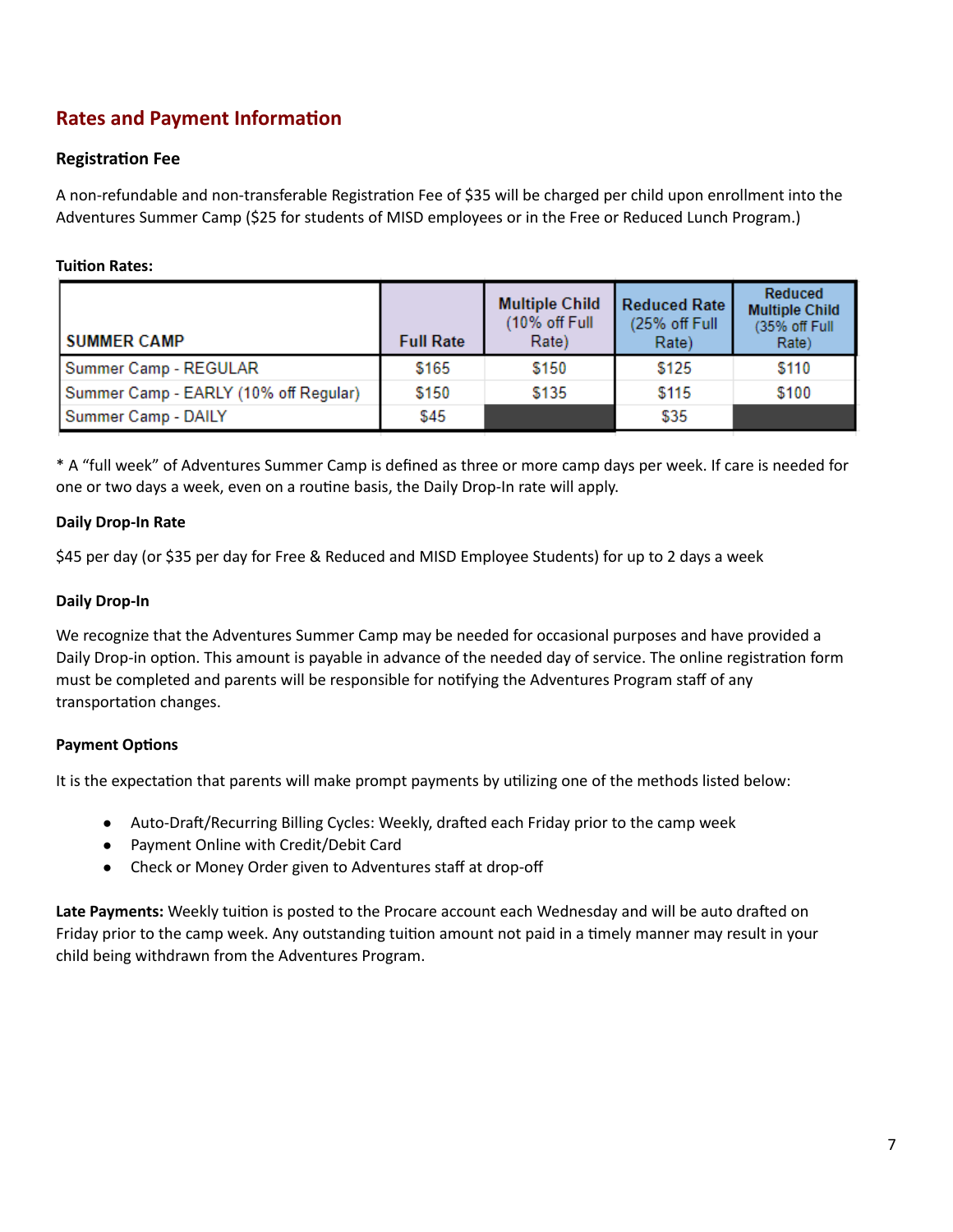## Rates and Payment Information

### Registration Fee

A non-refundable and non-transferable Registration Fee of $35 will be charged per child upon enrollment into the Adventures Summer Camp ($25 for students of MISD employees or in the Free or Reduced Lunch Program.)

**Tuition Rates:**

| SUMMER CAMP | Full Rate | Multiple Child (10% off Full Rate) | Reduced Rate (25% off Full Rate) | Reduced Multiple Child (35% off Full Rate) |
|---|---|---|---|---|
| Summer Camp - REGULAR | $165 | $150 | $125 | $110 |
| Summer Camp - EARLY (10% off Regular) | $150 | $135 | $115 | $100 |
| Summer Camp - DAILY | $45 | | $35 | |

* A "full week" of Adventures Summer Camp is defined as three or more camp days per week. If care is needed for one or two days a week, even on a routine basis, the Daily Drop-In rate will apply.

**Daily Drop-In Rate**

$45 per day (or $35 per day for Free & Reduced and MISD Employee Students) for up to 2 days a week

**Daily Drop-In**

We recognize that the Adventures Summer Camp may be needed for occasional purposes and have provided a Daily Drop-in option. This amount is payable in advance of the needed day of service. The online registration form must be completed and parents will be responsible for notifying the Adventures Program staff of any transportation changes.

**Payment Options**

It is the expectation that parents will make prompt payments by utilizing one of the methods listed below:

- Auto-Draft/Recurring Billing Cycles: Weekly, drafted each Friday prior to the camp week
- Payment Online with Credit/Debit Card
- Check or Money Order given to Adventures staff at drop-off

**Late Payments:** Weekly tuition is posted to the Procare account each Wednesday and will be auto drafted on Friday prior to the camp week. Any outstanding tuition amount not paid in a timely manner may result in your child being withdrawn from the Adventures Program.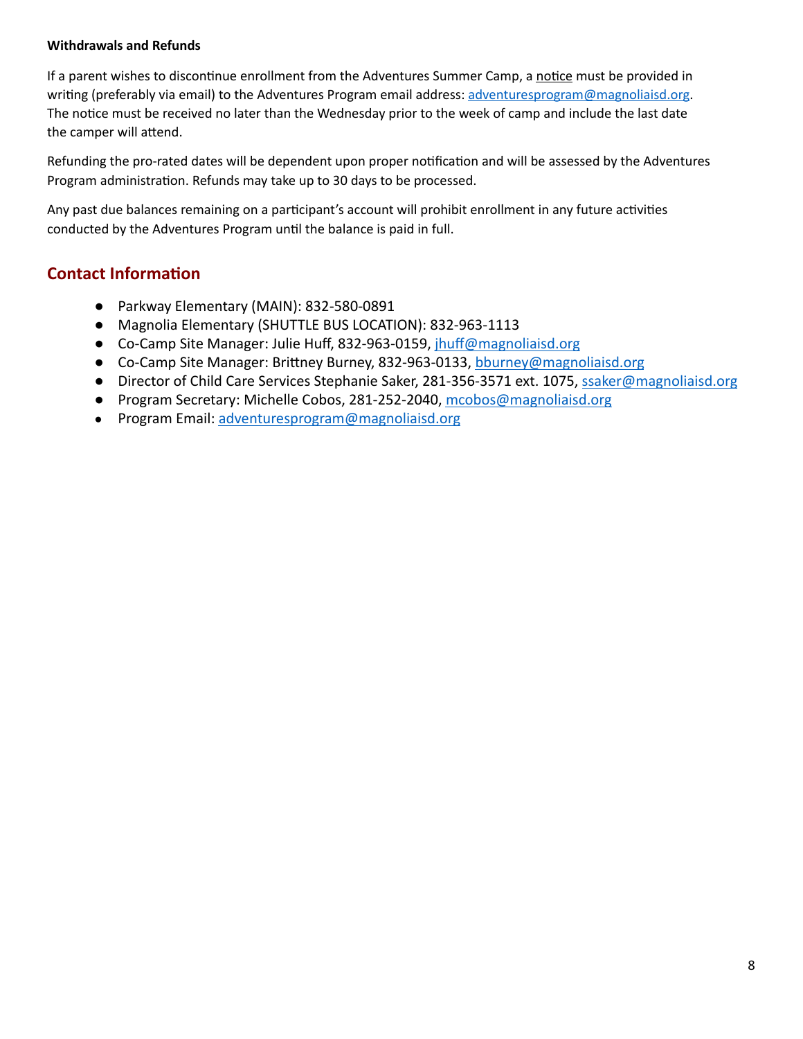**Withdrawals and Refunds**

If a parent wishes to discontinue enrollment from the Adventures Summer Camp, a notice must be provided in writing (preferably via email) to the Adventures Program email address: adventuresprogram@magnoliaisd.org. The notice must be received no later than the Wednesday prior to the week of camp and include the last date the camper will attend.

Refunding the pro-rated dates will be dependent upon proper notification and will be assessed by the Adventures Program administration. Refunds may take up to 30 days to be processed.

Any past due balances remaining on a participant's account will prohibit enrollment in any future activities conducted by the Adventures Program until the balance is paid in full.

## Contact Information

- Parkway Elementary (MAIN): 832-580-0891
- Magnolia Elementary (SHUTTLE BUS LOCATION): 832-963-1113
- Co-Camp Site Manager: Julie Huff, 832-963-0159, jhuff@magnoliaisd.org
- Co-Camp Site Manager: Brittney Burney, 832-963-0133, bburney@magnoliaisd.org
- Director of Child Care Services Stephanie Saker, 281-356-3571 ext. 1075, ssaker@magnoliaisd.org
- Program Secretary: Michelle Cobos, 281-252-2040, mcobos@magnoliaisd.org
- Program Email: adventuresprogram@magnoliaisd.org